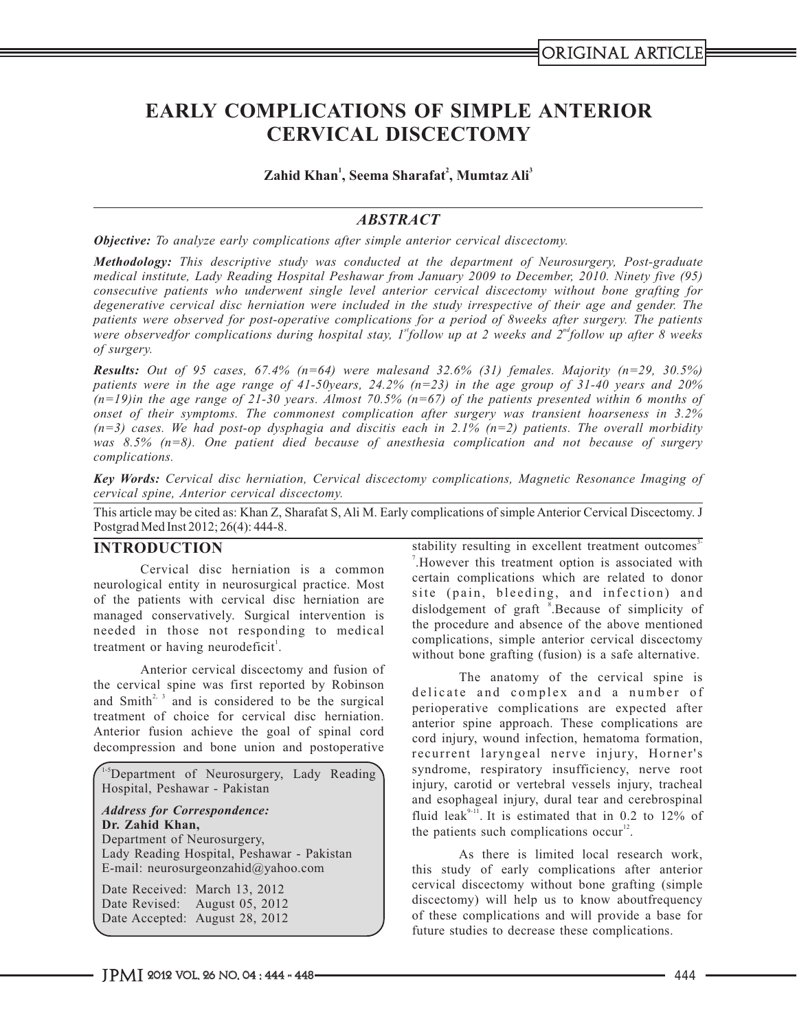ORIGINAL ARTICLE

# EARLY COMPLICATIONS OF SIMPLE ANTERIOR CERVICAL DISCECTOMY

**Zahid Khan[1], Seema Sharafat[2], Mumtaz Ali[3]**

## *ABSTRACT*

***Objective:*** *To analyze early complications after simple anterior cervical discectomy.*

***Methodology:*** *This descriptive study was conducted at the department of Neurosurgery, Post-graduate medical institute, Lady Reading Hospital Peshawar from January 2009 to December, 2010. Ninety five (95) consecutive patients who underwent single level anterior cervical discectomy without bone grafting for degenerative cervical disc herniation were included in the study irrespective of their age and gender. The patients were observed for post-operative complications for a period of 8weeks after surgery. The patients were observedfor complications during hospital stay, 1st follow up at 2 weeks and 2nd follow up after 8 weeks of surgery.*

***Results:*** *Out of 95 cases, 67.4% (n=64) were malesand 32.6% (31) females. Majority (n=29, 30.5%) patients were in the age range of 41-50years, 24.2% (n=23) in the age group of 31-40 years and 20% (n=19)in the age range of 21-30 years. Almost 70.5% (n=67) of the patients presented within 6 months of onset of their symptoms. The commonest complication after surgery was transient hoarseness in 3.2% (n=3) cases. We had post-op dysphagia and discitis each in 2.1% (n=2) patients. The overall morbidity was 8.5% (n=8). One patient died because of anesthesia complication and not because of surgery complications.*

***Key Words:*** *Cervical disc herniation, Cervical discectomy complications, Magnetic Resonance Imaging of cervical spine, Anterior cervical discectomy.*

This article may be cited as: Khan Z, Sharafat S, Ali M. Early complications of simple Anterior Cervical Discectomy. J Postgrad Med Inst 2012; 26(4): 444-8.

## INTRODUCTION

Cervical disc herniation is a common neurological entity in neurosurgical practice. Most of the patients with cervical disc herniation are managed conservatively. Surgical intervention is needed in those not responding to medical treatment or having neurodeficit[1].

Anterior cervical discectomy and fusion of the cervical spine was first reported by Robinson and Smith[2, 3] and is considered to be the surgical treatment of choice for cervical disc herniation. Anterior fusion achieve the goal of spinal cord decompression and bone union and postoperative stability resulting in excellent treatment outcomes[3-7].However this treatment option is associated with certain complications which are related to donor site (pain, bleeding, and infection) and dislodgement of graft [8].Because of simplicity of the procedure and absence of the above mentioned complications, simple anterior cervical discectomy without bone grafting (fusion) is a safe alternative.

The anatomy of the cervical spine is delicate and complex and a number of perioperative complications are expected after anterior spine approach. These complications are cord injury, wound infection, hematoma formation, recurrent laryngeal nerve injury, Horner's syndrome, respiratory insufficiency, nerve root injury, carotid or vertebral vessels injury, tracheal and esophageal injury, dural tear and cerebrospinal fluid leak[9-11]. It is estimated that in 0.2 to 12% of the patients such complications occur[12].

As there is limited local research work, this study of early complications after anterior cervical discectomy without bone grafting (simple discectomy) will help us to know aboutfrequency of these complications and will provide a base for future studies to decrease these complications.

[1-5]Department of Neurosurgery, Lady Reading Hospital, Peshawar - Pakistan

*Address for Correspondence:*
**Dr. Zahid Khan,**
Department of Neurosurgery,
Lady Reading Hospital, Peshawar - Pakistan
E-mail: neurosurgeonzahid@yahoo.com

Date Received: March 13, 2012
Date Revised: August 05, 2012
Date Accepted: August 28, 2012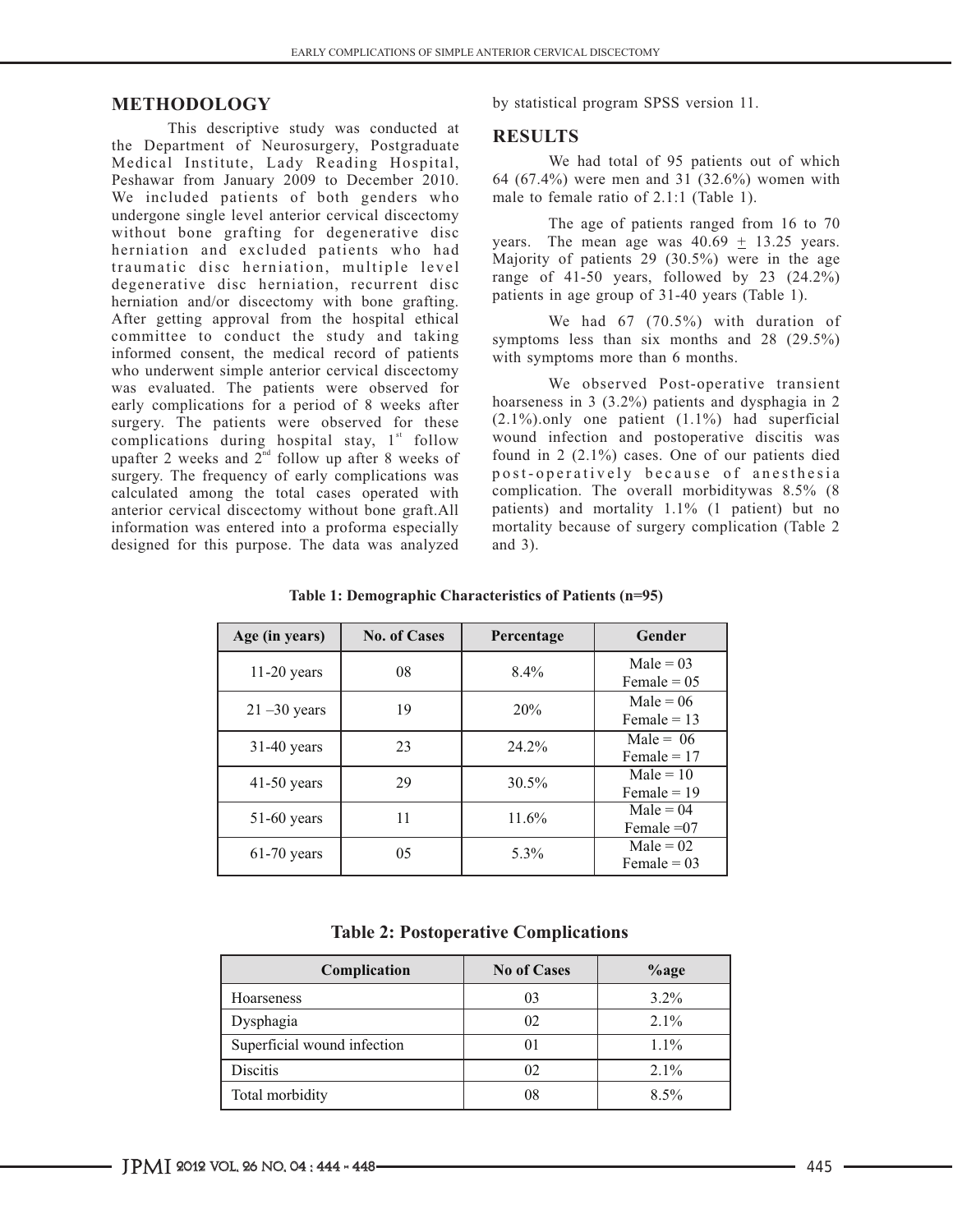## METHODOLOGY

This descriptive study was conducted at the Department of Neurosurgery, Postgraduate Medical Institute, Lady Reading Hospital, Peshawar from January 2009 to December 2010. We included patients of both genders who undergone single level anterior cervical discectomy without bone grafting for degenerative disc herniation and excluded patients who had traumatic disc herniation, multiple level degenerative disc herniation, recurrent disc herniation and/or discectomy with bone grafting. After getting approval from the hospital ethical committee to conduct the study and taking informed consent, the medical record of patients who underwent simple anterior cervical discectomy was evaluated. The patients were observed for early complications for a period of 8 weeks after surgery. The patients were observed for these complications during hospital stay, 1st follow upafter 2 weeks and 2nd follow up after 8 weeks of surgery. The frequency of early complications was calculated among the total cases operated with anterior cervical discectomy without bone graft.All information was entered into a proforma especially designed for this purpose. The data was analyzed by statistical program SPSS version 11.

## RESULTS

We had total of 95 patients out of which 64 (67.4%) were men and 31 (32.6%) women with male to female ratio of 2.1:1 (Table 1).

The age of patients ranged from 16 to 70 years. The mean age was 40.69 ± 13.25 years. Majority of patients 29 (30.5%) were in the age range of 41-50 years, followed by 23 (24.2%) patients in age group of 31-40 years (Table 1).

We had 67 (70.5%) with duration of symptoms less than six months and 28 (29.5%) with symptoms more than 6 months.

We observed Post-operative transient hoarseness in 3 (3.2%) patients and dysphagia in 2 (2.1%).only one patient (1.1%) had superficial wound infection and postoperative discitis was found in 2 (2.1%) cases. One of our patients died post-operatively because of anesthesia complication. The overall morbiditywas 8.5% (8 patients) and mortality 1.1% (1 patient) but no mortality because of surgery complication (Table 2 and 3).

**Table 1: Demographic Characteristics of Patients (n=95)**

| Age (in years) | No. of Cases | Percentage | Gender |
|---|---|---|---|
| 11-20 years | 08 | 8.4% | Male = 03<br>Female = 05 |
| 21 –30 years | 19 | 20% | Male = 06<br>Female = 13 |
| 31-40 years | 23 | 24.2% | Male = 06<br>Female = 17 |
| 41-50 years | 29 | 30.5% | Male = 10<br>Female = 19 |
| 51-60 years | 11 | 11.6% | Male = 04<br>Female =07 |
| 61-70 years | 05 | 5.3% | Male = 02<br>Female = 03 |

**Table 2: Postoperative Complications**

| Complication | No of Cases | %age |
|---|---|---|
| Hoarseness | 03 | 3.2% |
| Dysphagia | 02 | 2.1% |
| Superficial wound infection | 01 | 1.1% |
| Discitis | 02 | 2.1% |
| Total morbidity | 08 | 8.5% |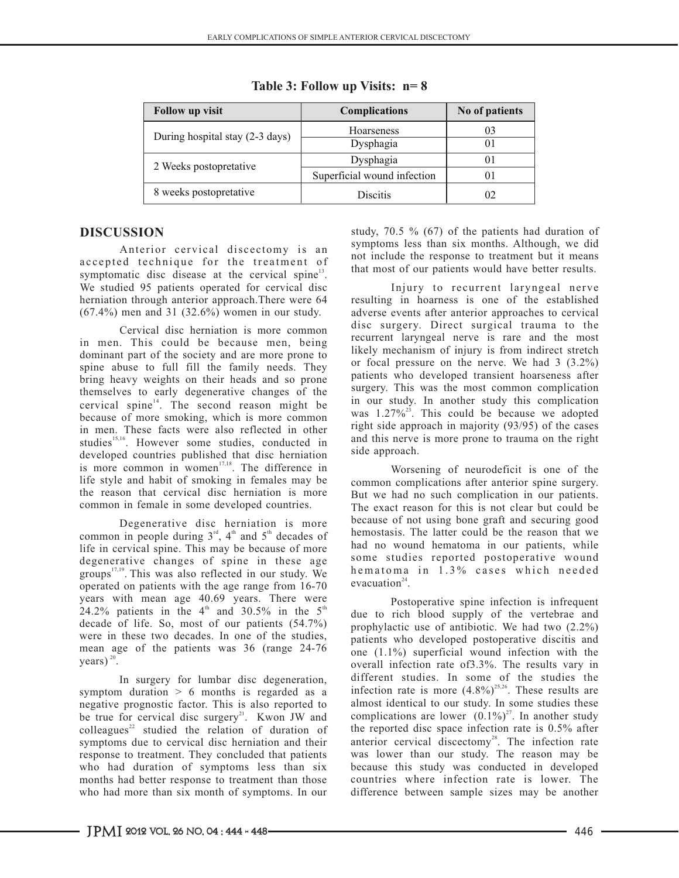**Table 3: Follow up Visits: n= 8**

| Follow up visit | Complications | No of patients |
|---|---|---|
| During hospital stay (2-3 days) | Hoarseness | 03 |
| | Dysphagia | 01 |
| 2 Weeks postopretative | Dysphagia | 01 |
| | Superficial wound infection | 01 |
| 8 weeks postopretative | Discitis | 02 |

## DISCUSSION

Anterior cervical discectomy is an accepted technique for the treatment of symptomatic disc disease at the cervical spine[13]. We studied 95 patients operated for cervical disc herniation through anterior approach.There were 64 (67.4%) men and 31 (32.6%) women in our study.

Cervical disc herniation is more common in men. This could be because men, being dominant part of the society and are more prone to spine abuse to full fill the family needs. They bring heavy weights on their heads and so prone themselves to early degenerative changes of the cervical spine[14]. The second reason might be because of more smoking, which is more common in men. These facts were also reflected in other studies[15,16]. However some studies, conducted in developed countries published that disc herniation is more common in women[17,18]. The difference in life style and habit of smoking in females may be the reason that cervical disc herniation is more common in female in some developed countries.

Degenerative disc herniation is more common in people during 3[rd], 4[th] and 5[th] decades of life in cervical spine. This may be because of more degenerative changes of spine in these age groups[17,19]. This was also reflected in our study. We operated on patients with the age range from 16-70 years with mean age 40.69 years. There were 24.2% patients in the 4[th] and 30.5% in the 5[th] decade of life. So, most of our patients (54.7%) were in these two decades. In one of the studies, mean age of the patients was 36 (range 24-76 years)[20].

In surgery for lumbar disc degeneration, symptom duration > 6 months is regarded as a negative prognostic factor. This is also reported to be true for cervical disc surgery[21]. Kwon JW and colleagues[22] studied the relation of duration of symptoms due to cervical disc herniation and their response to treatment. They concluded that patients who had duration of symptoms less than six months had better response to treatment than those who had more than six month of symptoms. In our study, 70.5 % (67) of the patients had duration of symptoms less than six months. Although, we did not include the response to treatment but it means that most of our patients would have better results.

Injury to recurrent laryngeal nerve resulting in hoarness is one of the established adverse events after anterior approaches to cervical disc surgery. Direct surgical trauma to the recurrent laryngeal nerve is rare and the most likely mechanism of injury is from indirect stretch or focal pressure on the nerve. We had 3 (3.2%) patients who developed transient hoarseness after surgery. This was the most common complication in our study. In another study this complication was 1.27%[23]. This could be because we adopted right side approach in majority (93/95) of the cases and this nerve is more prone to trauma on the right side approach.

Worsening of neurodeficit is one of the common complications after anterior spine surgery. But we had no such complication in our patients. The exact reason for this is not clear but could be because of not using bone graft and securing good hemostasis. The latter could be the reason that we had no wound hematoma in our patients, while some studies reported postoperative wound hematoma in 1.3% cases which needed evacuation[24].

Postoperative spine infection is infrequent due to rich blood supply of the vertebrae and prophylactic use of antibiotic. We had two (2.2%) patients who developed postoperative discitis and one (1.1%) superficial wound infection with the overall infection rate of3.3%. The results vary in different studies. In some of the studies the infection rate is more (4.8%)[25,26]. These results are almost identical to our study. In some studies these complications are lower (0.1%)[27]. In another study the reported disc space infection rate is 0.5% after anterior cervical discectomy[28]. The infection rate was lower than our study. The reason may be because this study was conducted in developed countries where infection rate is lower. The difference between sample sizes may be another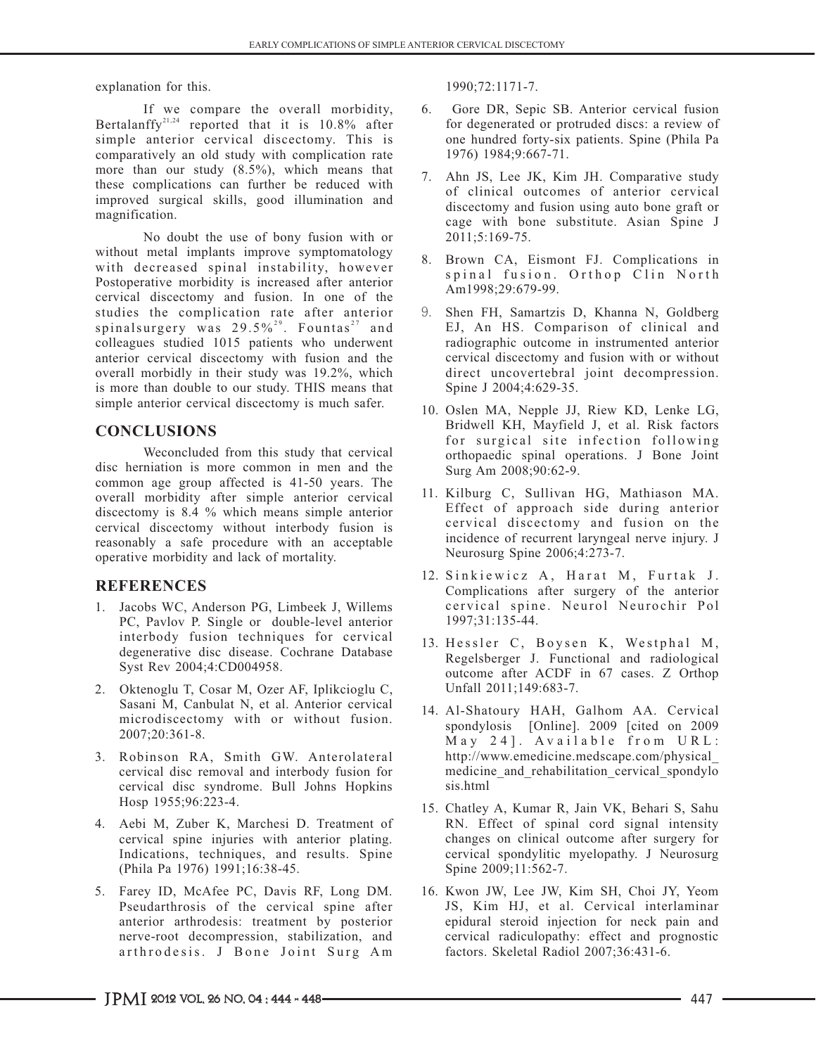explanation for this.

If we compare the overall morbidity, Bertalanffy[21,24] reported that it is 10.8% after simple anterior cervical discectomy. This is comparatively an old study with complication rate more than our study (8.5%), which means that these complications can further be reduced with improved surgical skills, good illumination and magnification.

No doubt the use of bony fusion with or without metal implants improve symptomatology with decreased spinal instability, however Postoperative morbidity is increased after anterior cervical discectomy and fusion. In one of the studies the complication rate after anterior spinalsurgery was 29.5%[29]. Fountas[27] and colleagues studied 1015 patients who underwent anterior cervical discectomy with fusion and the overall morbidly in their study was 19.2%, which is more than double to our study. THIS means that simple anterior cervical discectomy is much safer.

## CONCLUSIONS

Weconcluded from this study that cervical disc herniation is more common in men and the common age group affected is 41-50 years. The overall morbidity after simple anterior cervical discectomy is 8.4 % which means simple anterior cervical discectomy without interbody fusion is reasonably a safe procedure with an acceptable operative morbidity and lack of mortality.

## REFERENCES

1. Jacobs WC, Anderson PG, Limbeek J, Willems PC, Pavlov P. Single or double-level anterior interbody fusion techniques for cervical degenerative disc disease. Cochrane Database Syst Rev 2004;4:CD004958.
2. Oktenoglu T, Cosar M, Ozer AF, Iplikcioglu C, Sasani M, Canbulat N, et al. Anterior cervical microdiscectomy with or without fusion. 2007;20:361-8.
3. Robinson RA, Smith GW. Anterolateral cervical disc removal and interbody fusion for cervical disc syndrome. Bull Johns Hopkins Hosp 1955;96:223-4.
4. Aebi M, Zuber K, Marchesi D. Treatment of cervical spine injuries with anterior plating. Indications, techniques, and results. Spine (Phila Pa 1976) 1991;16:38-45.
5. Farey ID, McAfee PC, Davis RF, Long DM. Pseudarthrosis of the cervical spine after anterior arthrodesis: treatment by posterior nerve-root decompression, stabilization, and arthrodesis. J Bone Joint Surg Am 1990;72:1171-7.
6. Gore DR, Sepic SB. Anterior cervical fusion for degenerated or protruded discs: a review of one hundred forty-six patients. Spine (Phila Pa 1976) 1984;9:667-71.
7. Ahn JS, Lee JK, Kim JH. Comparative study of clinical outcomes of anterior cervical discectomy and fusion using auto bone graft or cage with bone substitute. Asian Spine J 2011;5:169-75.
8. Brown CA, Eismont FJ. Complications in spinal fusion. Orthop Clin North Am1998;29:679-99.
9. Shen FH, Samartzis D, Khanna N, Goldberg EJ, An HS. Comparison of clinical and radiographic outcome in instrumented anterior cervical discectomy and fusion with or without direct uncovertebral joint decompression. Spine J 2004;4:629-35.
10. Oslen MA, Nepple JJ, Riew KD, Lenke LG, Bridwell KH, Mayfield J, et al. Risk factors for surgical site infection following orthopaedic spinal operations. J Bone Joint Surg Am 2008;90:62-9.
11. Kilburg C, Sullivan HG, Mathiason MA. Effect of approach side during anterior cervical discectomy and fusion on the incidence of recurrent laryngeal nerve injury. J Neurosurg Spine 2006;4:273-7.
12. Sinkiewicz A, Harat M, Furtak J. Complications after surgery of the anterior cervical spine. Neurol Neurochir Pol 1997;31:135-44.
13. Hessler C, Boysen K, Westphal M, Regelsberger J. Functional and radiological outcome after ACDF in 67 cases. Z Orthop Unfall 2011;149:683-7.
14. Al-Shatoury HAH, Galhom AA. Cervical spondylosis [Online]. 2009 [cited on 2009 May 24]. Available from URL: http://www.emedicine.medscape.com/physical_medicine_and_rehabilitation_cervical_spondylosis.html
15. Chatley A, Kumar R, Jain VK, Behari S, Sahu RN. Effect of spinal cord signal intensity changes on clinical outcome after surgery for cervical spondylitic myelopathy. J Neurosurg Spine 2009;11:562-7.
16. Kwon JW, Lee JW, Kim SH, Choi JY, Yeom JS, Kim HJ, et al. Cervical interlaminar epidural steroid injection for neck pain and cervical radiculopathy: effect and prognostic factors. Skeletal Radiol 2007;36:431-6.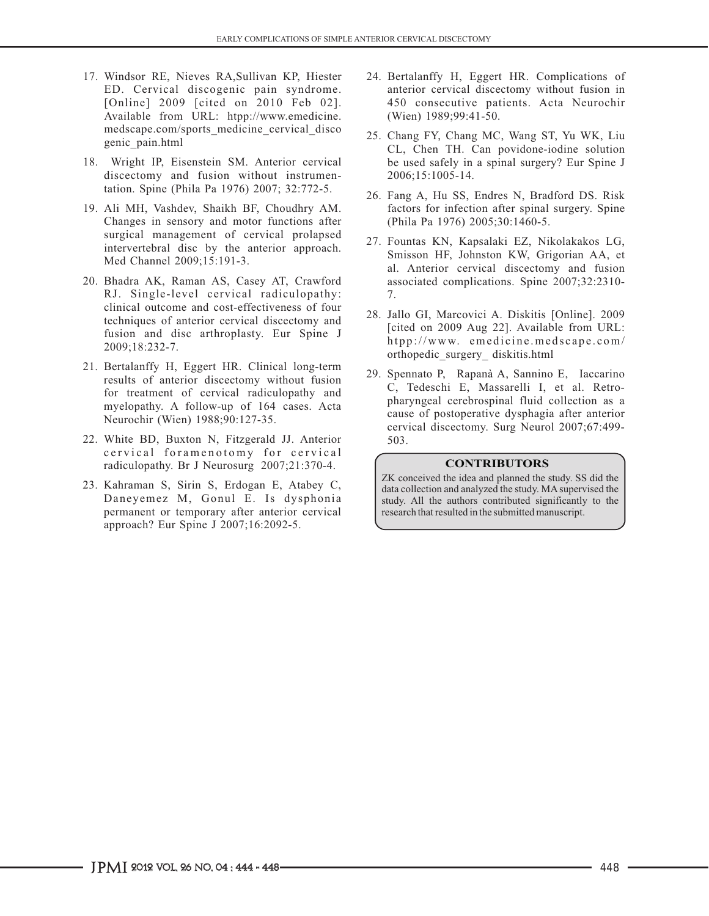17. Windsor RE, Nieves RA,Sullivan KP, Hiester ED. Cervical discogenic pain syndrome. [Online] 2009 [cited on 2010 Feb 02]. Available from URL: htpp://www.emedicine.medscape.com/sports_medicine_cervical_discogenic_pain.html
18. Wright IP, Eisenstein SM. Anterior cervical discectomy and fusion without instrumentation. Spine (Phila Pa 1976) 2007; 32:772-5.
19. Ali MH, Vashdev, Shaikh BF, Choudhry AM. Changes in sensory and motor functions after surgical management of cervical prolapsed intervertebral disc by the anterior approach. Med Channel 2009;15:191-3.
20. Bhadra AK, Raman AS, Casey AT, Crawford RJ. Single-level cervical radiculopathy: clinical outcome and cost-effectiveness of four techniques of anterior cervical discectomy and fusion and disc arthroplasty. Eur Spine J 2009;18:232-7.
21. Bertalanffy H, Eggert HR. Clinical long-term results of anterior discectomy without fusion for treatment of cervical radiculopathy and myelopathy. A follow-up of 164 cases. Acta Neurochir (Wien) 1988;90:127-35.
22. White BD, Buxton N, Fitzgerald JJ. Anterior cervical foramenotomy for cervical radiculopathy. Br J Neurosurg 2007;21:370-4.
23. Kahraman S, Sirin S, Erdogan E, Atabey C, Daneyemez M, Gonul E. Is dysphonia permanent or temporary after anterior cervical approach? Eur Spine J 2007;16:2092-5.
24. Bertalanffy H, Eggert HR. Complications of anterior cervical discectomy without fusion in 450 consecutive patients. Acta Neurochir (Wien) 1989;99:41-50.
25. Chang FY, Chang MC, Wang ST, Yu WK, Liu CL, Chen TH. Can povidone-iodine solution be used safely in a spinal surgery? Eur Spine J 2006;15:1005-14.
26. Fang A, Hu SS, Endres N, Bradford DS. Risk factors for infection after spinal surgery. Spine (Phila Pa 1976) 2005;30:1460-5.
27. Fountas KN, Kapsalaki EZ, Nikolakakos LG, Smisson HF, Johnston KW, Grigorian AA, et al. Anterior cervical discectomy and fusion associated complications. Spine 2007;32:2310-7.
28. Jallo GI, Marcovici A. Diskitis [Online]. 2009 [cited on 2009 Aug 22]. Available from URL: htpp://www. emedicine.medscape.com/orthopedic_surgery_ diskitis.html
29. Spennato P, Rapanà A, Sannino E, Iaccarino C, Tedeschi E, Massarelli I, et al. Retropharyngeal cerebrospinal fluid collection as a cause of postoperative dysphagia after anterior cervical discectomy. Surg Neurol 2007;67:499-503.

## CONTRIBUTORS

ZK conceived the idea and planned the study. SS did the data collection and analyzed the study. MA supervised the study. All the authors contributed significantly to the research that resulted in the submitted manuscript.